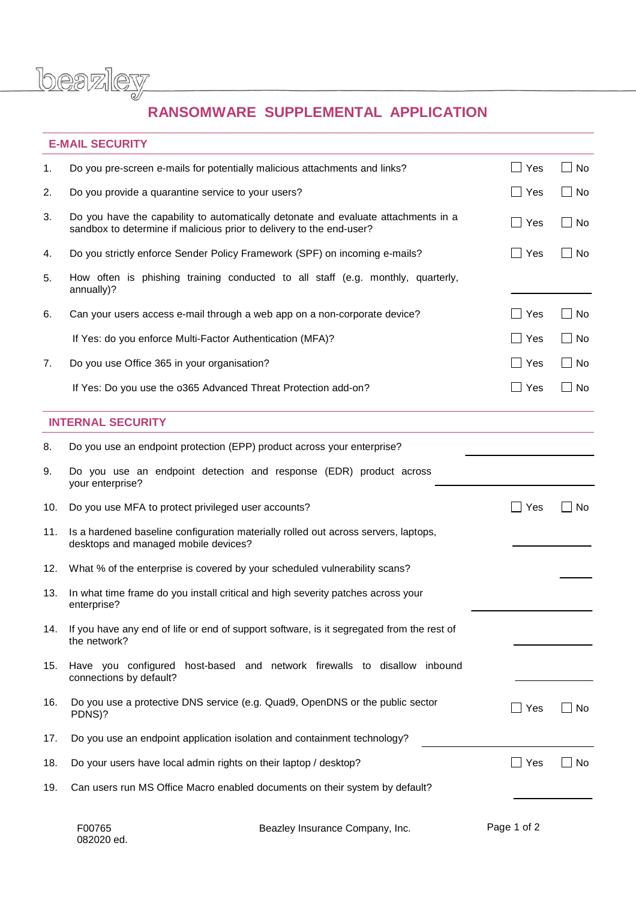beazley

# RANSOMWARE SUPPLEMENTAL APPLICATION

## E-MAIL SECURITY

1. Do you pre-screen e-mails for potentially malicious attachments and links? ☐ Yes ☐ No

2. Do you provide a quarantine service to your users? ☐ Yes ☐ No

3. Do you have the capability to automatically detonate and evaluate attachments in a sandbox to determine if malicious prior to delivery to the end-user? ☐ Yes ☐ No

4. Do you strictly enforce Sender Policy Framework (SPF) on incoming e-mails? ☐ Yes ☐ No

5. How often is phishing training conducted to all staff (e.g. monthly, quarterly, annually)? ______________

6. Can your users access e-mail through a web app on a non-corporate device? ☐ Yes ☐ No

   If Yes: do you enforce Multi-Factor Authentication (MFA)? ☐ Yes ☐ No

7. Do you use Office 365 in your organisation? ☐ Yes ☐ No

   If Yes: Do you use the o365 Advanced Threat Protection add-on? ☐ Yes ☐ No

## INTERNAL SECURITY

8. Do you use an endpoint protection (EPP) product across your enterprise? ______________

9. Do you use an endpoint detection and response (EDR) product across your enterprise? ______________

10. Do you use MFA to protect privileged user accounts? ☐ Yes ☐ No

11. Is a hardened baseline configuration materially rolled out across servers, laptops, desktops and managed mobile devices? ______________

12. What % of the enterprise is covered by your scheduled vulnerability scans? ______

13. In what time frame do you install critical and high severity patches across your enterprise? ______________

14. If you have any end of life or end of support software, is it segregated from the rest of the network? ______________

15. Have you configured host-based and network firewalls to disallow inbound connections by default? ______________

16. Do you use a protective DNS service (e.g. Quad9, OpenDNS or the public sector PDNS)? ☐ Yes ☐ No

17. Do you use an endpoint application isolation and containment technology? ______________

18. Do your users have local admin rights on their laptop / desktop? ☐ Yes ☐ No

19. Can users run MS Office Macro enabled documents on their system by default? ______________

F00765
082020 ed.

Beazley Insurance Company, Inc.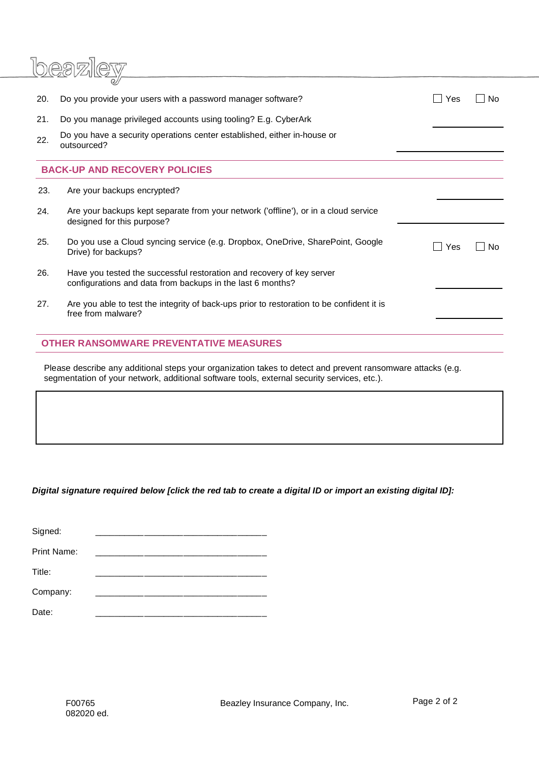beazley

20. Do you provide your users with a password manager software? ☐ Yes ☐ No

21. Do you manage privileged accounts using tooling? E.g. CyberArk \_\_\_\_\_\_\_\_\_\_

22. Do you have a security operations center established, either in-house or outsourced? \_\_\_\_\_\_\_\_\_\_

## BACK-UP AND RECOVERY POLICIES

23. Are your backups encrypted? \_\_\_\_\_\_\_\_\_\_

24. Are your backups kept separate from your network ('offline'), or in a cloud service designed for this purpose? \_\_\_\_\_\_\_\_\_\_

25. Do you use a Cloud syncing service (e.g. Dropbox, OneDrive, SharePoint, Google Drive) for backups? ☐ Yes ☐ No

26. Have you tested the successful restoration and recovery of key server configurations and data from backups in the last 6 months? \_\_\_\_\_\_\_\_\_\_

27. Are you able to test the integrity of back-ups prior to restoration to be confident it is free from malware? \_\_\_\_\_\_\_\_\_\_

## OTHER RANSOMWARE PREVENTATIVE MEASURES

Please describe any additional steps your organization takes to detect and prevent ransomware attacks (e.g. segmentation of your network, additional software tools, external security services, etc.).

| |
|---|
| |

***Digital signature required below [click the red tab to create a digital ID or import an existing digital ID]:***

Signed: \_\_\_\_\_\_\_\_\_\_\_\_\_\_\_\_\_\_\_\_\_\_\_\_\_\_\_\_\_\_\_\_\_\_\_\_

Print Name: \_\_\_\_\_\_\_\_\_\_\_\_\_\_\_\_\_\_\_\_\_\_\_\_\_\_\_\_\_\_\_\_\_\_\_\_

Title: \_\_\_\_\_\_\_\_\_\_\_\_\_\_\_\_\_\_\_\_\_\_\_\_\_\_\_\_\_\_\_\_\_\_\_\_

Company: \_\_\_\_\_\_\_\_\_\_\_\_\_\_\_\_\_\_\_\_\_\_\_\_\_\_\_\_\_\_\_\_\_\_\_\_

Date: \_\_\_\_\_\_\_\_\_\_\_\_\_\_\_\_\_\_\_\_\_\_\_\_\_\_\_\_\_\_\_\_\_\_\_\_

F00765
082020 ed.

Beazley Insurance Company, Inc.